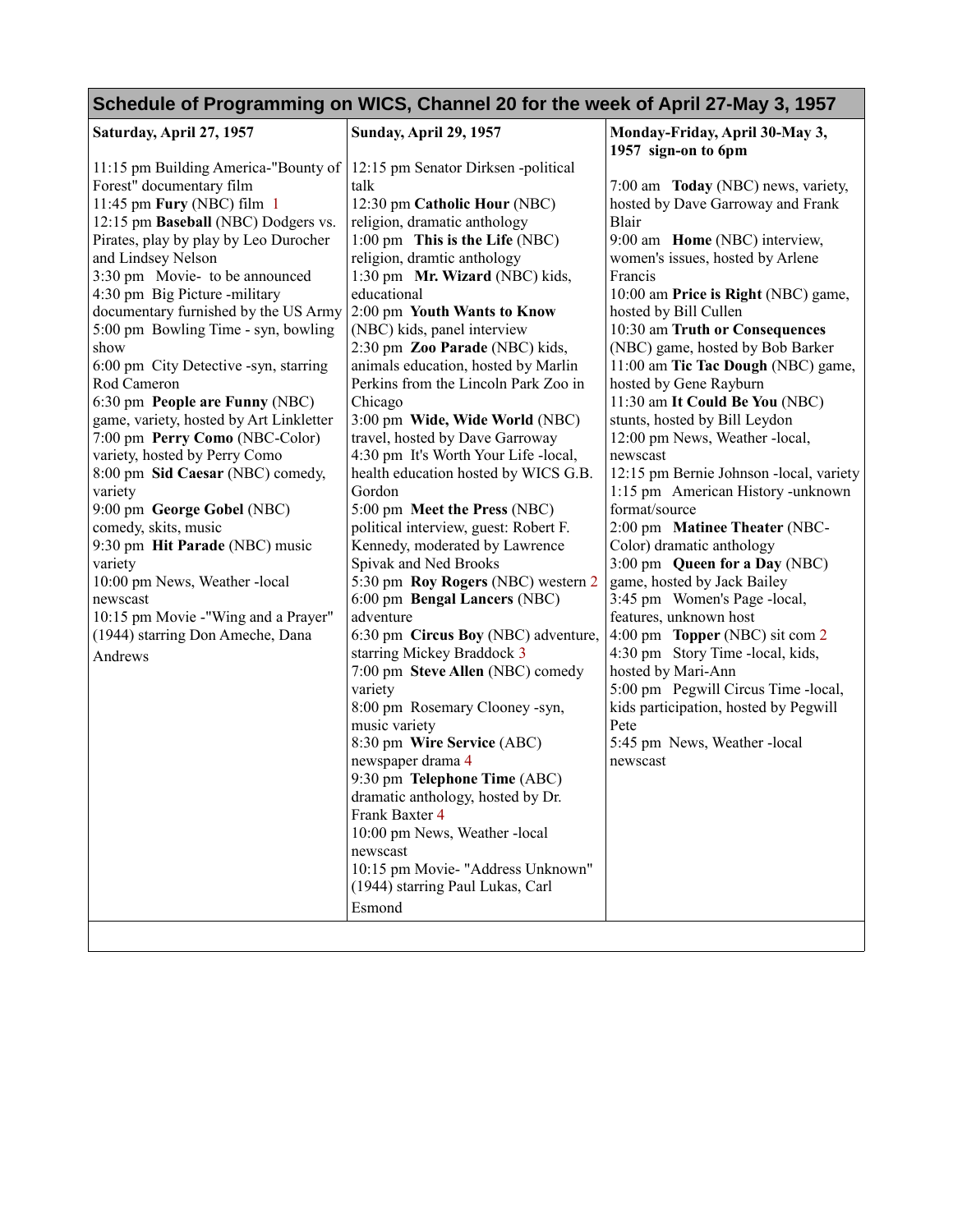| Schedule of Programming on WICS, Channel 20 for the week of April 27-May 3, 1957 | | |
|---|---|---|
| **Saturday, April 27, 1957**<br><br>11:15 pm Building America-"Bounty of Forest" documentary film<br>11:45 pm **Fury** (NBC) film 1<br>12:15 pm **Baseball** (NBC) Dodgers vs. Pirates, play by play by Leo Durocher and Lindsey Nelson<br>3:30 pm Movie- to be announced<br>4:30 pm Big Picture -military documentary furnished by the US Army<br>5:00 pm Bowling Time - syn, bowling show<br>6:00 pm City Detective -syn, starring Rod Cameron<br>6:30 pm **People are Funny** (NBC) game, variety, hosted by Art Linkletter<br>7:00 pm **Perry Como** (NBC-Color) variety, hosted by Perry Como<br>8:00 pm **Sid Caesar** (NBC) comedy, variety<br>9:00 pm **George Gobel** (NBC) comedy, skits, music<br>9:30 pm **Hit Parade** (NBC) music variety<br>10:00 pm News, Weather -local newscast<br>10:15 pm Movie -"Wing and a Prayer" (1944) starring Don Ameche, Dana Andrews | **Sunday, April 29, 1957**<br><br>12:15 pm Senator Dirksen -political talk<br>12:30 pm **Catholic Hour** (NBC) religion, dramatic anthology<br>1:00 pm **This is the Life** (NBC) religion, dramtic anthology<br>1:30 pm **Mr. Wizard** (NBC) kids, educational<br>2:00 pm **Youth Wants to Know** (NBC) kids, panel interview<br>2:30 pm **Zoo Parade** (NBC) kids, animals education, hosted by Marlin Perkins from the Lincoln Park Zoo in Chicago<br>3:00 pm **Wide, Wide World** (NBC) travel, hosted by Dave Garroway<br>4:30 pm It's Worth Your Life -local, health education hosted by WICS G.B. Gordon<br>5:00 pm **Meet the Press** (NBC) political interview, guest: Robert F. Kennedy, moderated by Lawrence Spivak and Ned Brooks<br>5:30 pm **Roy Rogers** (NBC) western 2<br>6:00 pm **Bengal Lancers** (NBC) adventure<br>6:30 pm **Circus Boy** (NBC) adventure, starring Mickey Braddock 3<br>7:00 pm **Steve Allen** (NBC) comedy variety<br>8:00 pm Rosemary Clooney -syn, music variety<br>8:30 pm **Wire Service** (ABC) newspaper drama 4<br>9:30 pm **Telephone Time** (ABC) dramatic anthology, hosted by Dr. Frank Baxter 4<br>10:00 pm News, Weather -local newscast<br>10:15 pm Movie- "Address Unknown" (1944) starring Paul Lukas, Carl Esmond | **Monday-Friday, April 30-May 3, 1957 sign-on to 6pm**<br><br>7:00 am **Today** (NBC) news, variety, hosted by Dave Garroway and Frank Blair<br>9:00 am **Home** (NBC) interview, women's issues, hosted by Arlene Francis<br>10:00 am **Price is Right** (NBC) game, hosted by Bill Cullen<br>10:30 am **Truth or Consequences** (NBC) game, hosted by Bob Barker<br>11:00 am **Tic Tac Dough** (NBC) game, hosted by Gene Rayburn<br>11:30 am **It Could Be You** (NBC) stunts, hosted by Bill Leydon<br>12:00 pm News, Weather -local, newscast<br>12:15 pm Bernie Johnson -local, variety<br>1:15 pm American History -unknown format/source<br>2:00 pm **Matinee Theater** (NBC-Color) dramatic anthology<br>3:00 pm **Queen for a Day** (NBC) game, hosted by Jack Bailey<br>3:45 pm Women's Page -local, features, unknown host<br>4:00 pm **Topper** (NBC) sit com 2<br>4:30 pm Story Time -local, kids, hosted by Mari-Ann<br>5:00 pm Pegwill Circus Time -local, kids participation, hosted by Pegwill Pete<br>5:45 pm News, Weather -local newscast |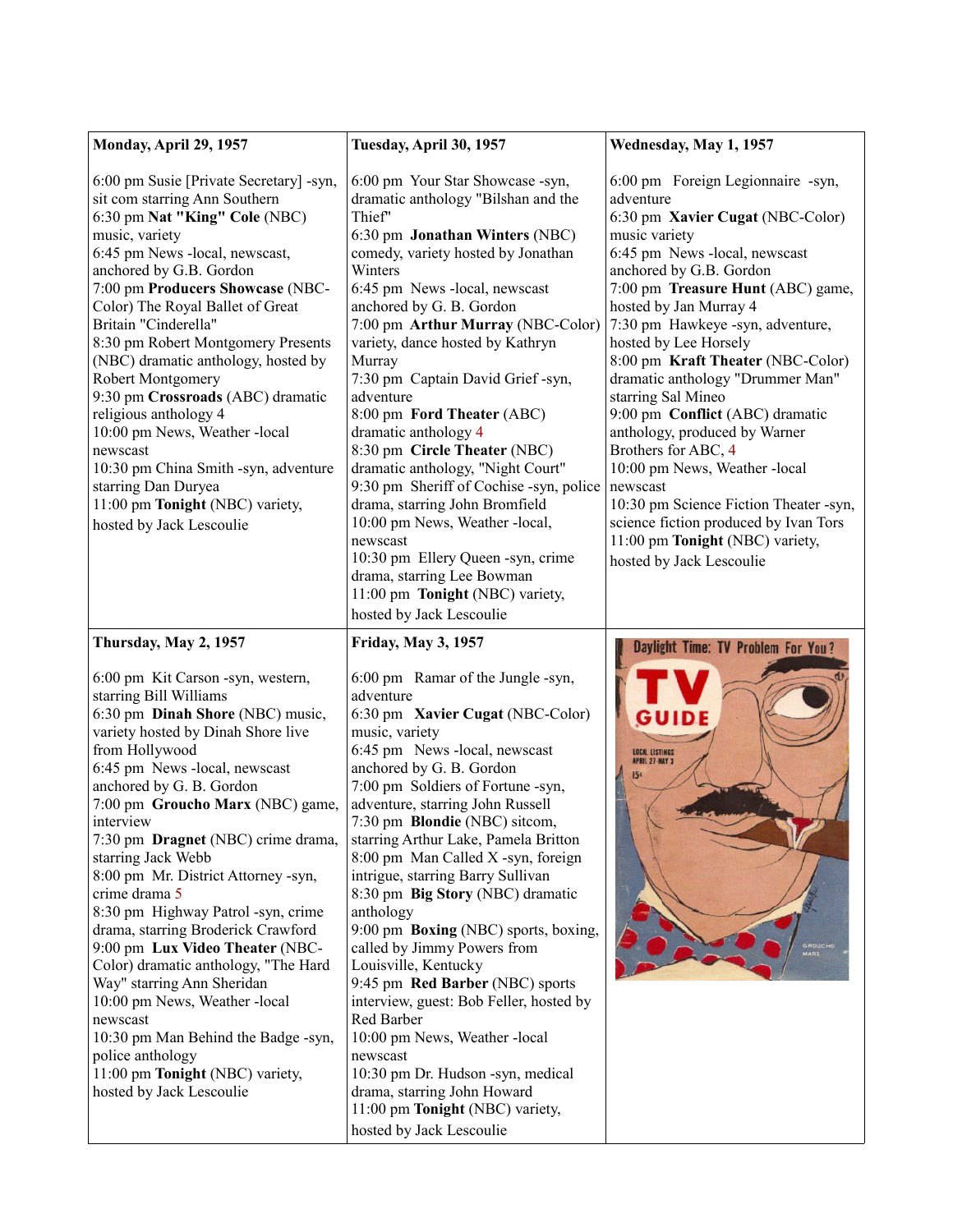| Monday, April 29, 1957 | Tuesday, April 30, 1957 | Wednesday, May 1, 1957 |
|---|---|---|
| 6:00 pm Susie [Private Secretary] -syn, sit com starring Ann Southern<br>6:30 pm **Nat "King" Cole** (NBC) music, variety<br>6:45 pm News -local, newscast, anchored by G.B. Gordon<br>7:00 pm **Producers Showcase** (NBC-Color) The Royal Ballet of Great Britain "Cinderella"<br>8:30 pm Robert Montgomery Presents (NBC) dramatic anthology, hosted by Robert Montgomery<br>9:30 pm **Crossroads** (ABC) dramatic religious anthology 4<br>10:00 pm News, Weather -local newscast<br>10:30 pm China Smith -syn, adventure starring Dan Duryea<br>11:00 pm **Tonight** (NBC) variety, hosted by Jack Lescoulie | 6:00 pm Your Star Showcase -syn, dramatic anthology "Bilshan and the Thief"<br>6:30 pm **Jonathan Winters** (NBC) comedy, variety hosted by Jonathan Winters<br>6:45 pm News -local, newscast anchored by G. B. Gordon<br>7:00 pm **Arthur Murray** (NBC-Color) variety, dance hosted by Kathryn Murray<br>7:30 pm Captain David Grief -syn, adventure<br>8:00 pm **Ford Theater** (ABC) dramatic anthology 4<br>8:30 pm **Circle Theater** (NBC) dramatic anthology, "Night Court"<br>9:30 pm Sheriff of Cochise -syn, police drama, starring John Bromfield<br>10:00 pm News, Weather -local, newscast<br>10:30 pm Ellery Queen -syn, crime drama, starring Lee Bowman<br>11:00 pm **Tonight** (NBC) variety, hosted by Jack Lescoulie | 6:00 pm Foreign Legionnaire -syn, adventure<br>6:30 pm **Xavier Cugat** (NBC-Color) music variety<br>6:45 pm News -local, newscast anchored by G.B. Gordon<br>7:00 pm **Treasure Hunt** (ABC) game, hosted by Jan Murray 4<br>7:30 pm Hawkeye -syn, adventure, hosted by Lee Horsely<br>8:00 pm **Kraft Theater** (NBC-Color) dramatic anthology "Drummer Man" starring Sal Mineo<br>9:00 pm **Conflict** (ABC) dramatic anthology, produced by Warner Brothers for ABC, 4<br>10:00 pm News, Weather -local newscast<br>10:30 pm Science Fiction Theater -syn, science fiction produced by Ivan Tors<br>11:00 pm **Tonight** (NBC) variety, hosted by Jack Lescoulie |
| **Thursday, May 2, 1957** | **Friday, May 3, 1957** | |
| 6:00 pm Kit Carson -syn, western, starring Bill Williams<br>6:30 pm **Dinah Shore** (NBC) music, variety hosted by Dinah Shore live from Hollywood<br>6:45 pm News -local, newscast anchored by G. B. Gordon<br>7:00 pm **Groucho Marx** (NBC) game, interview<br>7:30 pm **Dragnet** (NBC) crime drama, starring Jack Webb<br>8:00 pm Mr. District Attorney -syn, crime drama 5<br>8:30 pm Highway Patrol -syn, crime drama, starring Broderick Crawford<br>9:00 pm **Lux Video Theater** (NBC-Color) dramatic anthology, "The Hard Way" starring Ann Sheridan<br>10:00 pm News, Weather -local newscast<br>10:30 pm Man Behind the Badge -syn, police anthology<br>11:00 pm **Tonight** (NBC) variety, hosted by Jack Lescoulie | 6:00 pm Ramar of the Jungle -syn, adventure<br>6:30 pm **Xavier Cugat** (NBC-Color) music, variety<br>6:45 pm News -local, newscast anchored by G. B. Gordon<br>7:00 pm Soldiers of Fortune -syn, adventure, starring John Russell<br>7:30 pm **Blondie** (NBC) sitcom, starring Arthur Lake, Pamela Britton<br>8:00 pm Man Called X -syn, foreign intrigue, starring Barry Sullivan<br>8:30 pm **Big Story** (NBC) dramatic anthology<br>9:00 pm **Boxing** (NBC) sports, boxing, called by Jimmy Powers from Louisville, Kentucky<br>9:45 pm **Red Barber** (NBC) sports interview, guest: Bob Feller, hosted by Red Barber<br>10:00 pm News, Weather -local newscast<br>10:30 pm Dr. Hudson -syn, medical drama, starring John Howard<br>11:00 pm **Tonight** (NBC) variety, hosted by Jack Lescoulie | |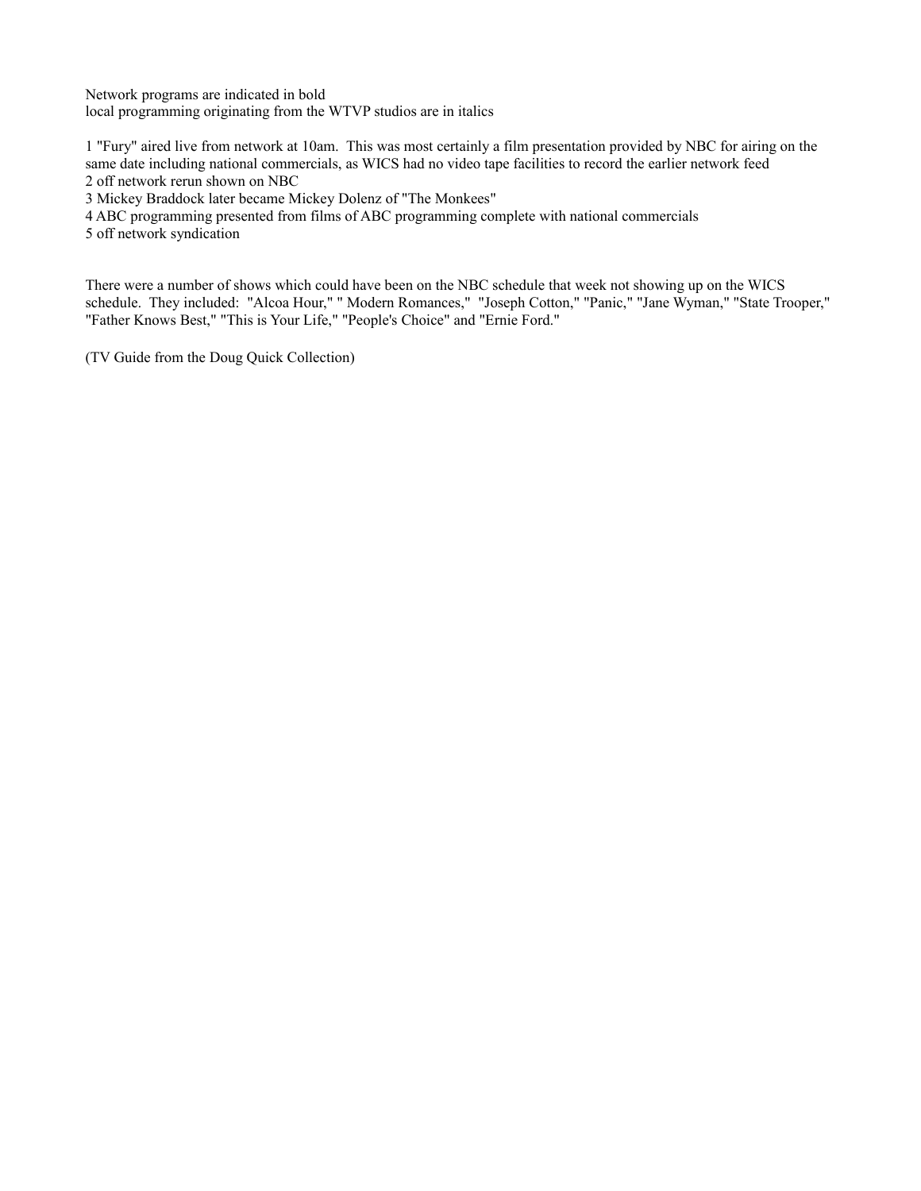Network programs are indicated in bold
local programming originating from the WTVP studios are in italics

1 "Fury" aired live from network at 10am. This was most certainly a film presentation provided by NBC for airing on the same date including national commercials, as WICS had no video tape facilities to record the earlier network feed
2 off network rerun shown on NBC
3 Mickey Braddock later became Mickey Dolenz of "The Monkees"
4 ABC programming presented from films of ABC programming complete with national commercials
5 off network syndication

There were a number of shows which could have been on the NBC schedule that week not showing up on the WICS schedule. They included: "Alcoa Hour," " Modern Romances," "Joseph Cotton," "Panic," "Jane Wyman," "State Trooper," "Father Knows Best," "This is Your Life," "People's Choice" and "Ernie Ford."

(TV Guide from the Doug Quick Collection)